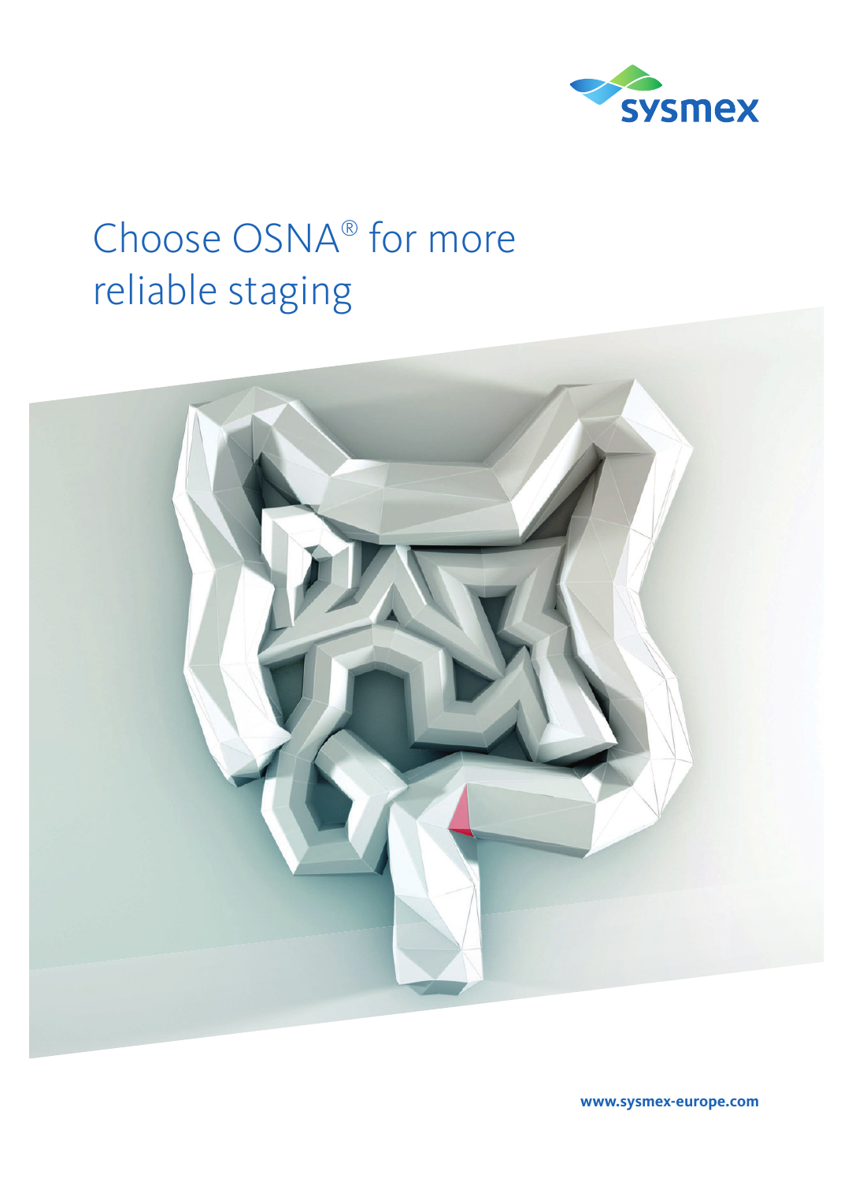# Choose OSNA® for more reliable staging

www.sysmex-europe.com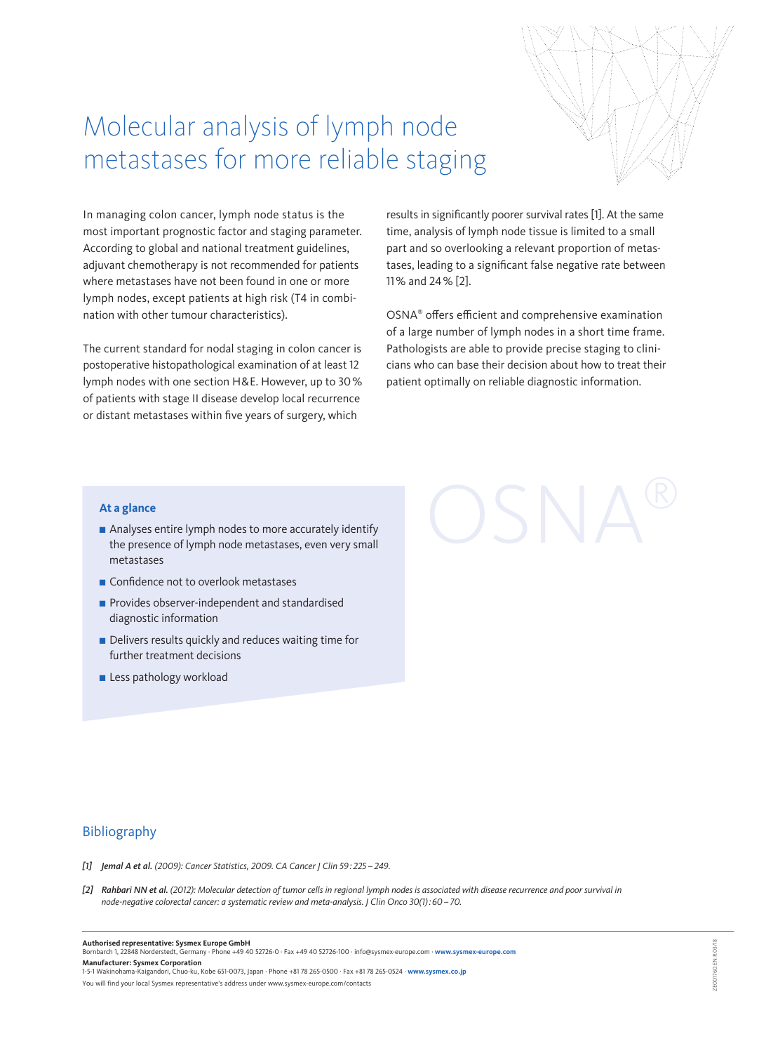# Molecular analysis of lymph node metastases for more reliable staging

In managing colon cancer, lymph node status is the most important prognostic factor and staging parameter. According to global and national treatment guidelines, adjuvant chemotherapy is not recommended for patients where metastases have not been found in one or more lymph nodes, except patients at high risk (T4 in combination with other tumour characteristics).

The current standard for nodal staging in colon cancer is postoperative histopathological examination of at least 12 lymph nodes with one section H&E. However, up to 30 % of patients with stage II disease develop local recurrence or distant metastases within five years of surgery, which results in significantly poorer survival rates [1]. At the same time, analysis of lymph node tissue is limited to a small part and so overlooking a relevant proportion of metastases, leading to a significant false negative rate between 11 % and 24 % [2].

OSNA® offers efficient and comprehensive examination of a large number of lymph nodes in a short time frame. Pathologists are able to provide precise staging to clinicians who can base their decision about how to treat their patient optimally on reliable diagnostic information.

**At a glance**

- Analyses entire lymph nodes to more accurately identify the presence of lymph node metastases, even very small metastases
- Confidence not to overlook metastases
- Provides observer-independent and standardised diagnostic information
- Delivers results quickly and reduces waiting time for further treatment decisions
- Less pathology workload

OSNA®

## Bibliography

*[1] **Jemal A et al.** (2009): Cancer Statistics, 2009. CA Cancer J Clin 59 : 225 – 249.*

*[2] **Rahbari NN et al.** (2012): Molecular detection of tumor cells in regional lymph nodes is associated with disease recurrence and poor survival in node-negative colorectal cancer: a systematic review and meta-analysis. J Clin Onco 30(1) : 60 – 70.*

**Authorised representative: Sysmex Europe GmbH**
Bornbarch 1, 22848 Norderstedt, Germany · Phone +49 40 52726-0 · Fax +49 40 52726-100 · info@sysmex-europe.com · **www.sysmex-europe.com**
**Manufacturer: Sysmex Corporation**
1-5-1 Wakinohama-Kaigandori, Chuo-ku, Kobe 651-0073, Japan · Phone +81 78 265-0500 · Fax +81 78 265-0524 · **www.sysmex.co.jp**
You will find your local Sysmex representative's address under www.sysmex-europe.com/contacts

ZE001760 EN R.03/18